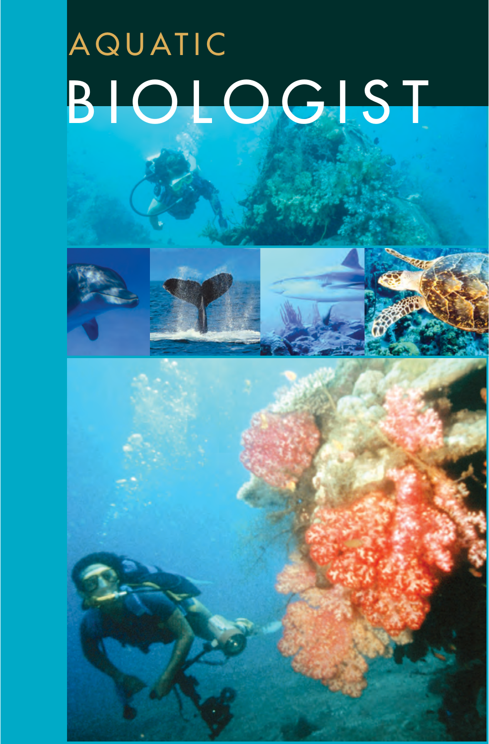# AQUATIC BIOLOGIST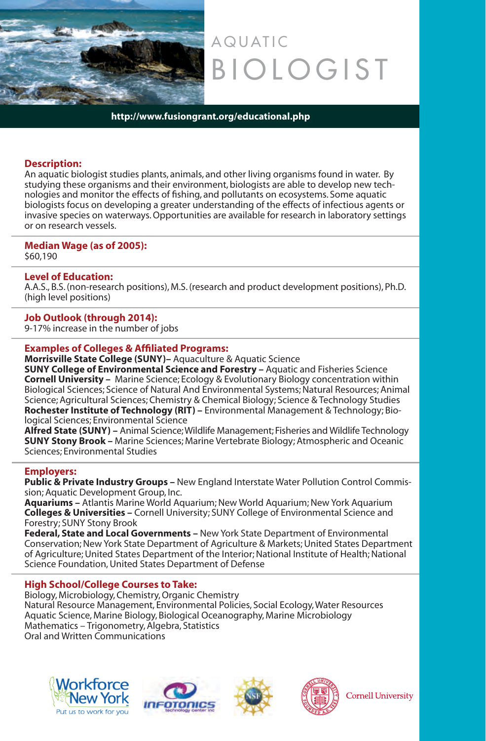# AQUATIC BIOLOGIST

http://www.fusiongrant.org/educational.php

## Description:

An aquatic biologist studies plants, animals, and other living organisms found in water. By studying these organisms and their environment, biologists are able to develop new technologies and monitor the effects of fishing, and pollutants on ecosystems. Some aquatic biologists focus on developing a greater understanding of the effects of infectious agents or invasive species on waterways. Opportunities are available for research in laboratory settings or on research vessels.

## Median Wage (as of 2005):

$60,190

## Level of Education:

A.A.S., B.S. (non-research positions), M.S. (research and product development positions), Ph.D. (high level positions)

## Job Outlook (through 2014):

9-17% increase in the number of jobs

## Examples of Colleges & Affiliated Programs:

**Morrisville State College (SUNY)–** Aquaculture & Aquatic Science
**SUNY College of Environmental Science and Forestry –** Aquatic and Fisheries Science
**Cornell University –** Marine Science; Ecology & Evolutionary Biology concentration within Biological Sciences; Science of Natural And Environmental Systems; Natural Resources; Animal Science; Agricultural Sciences; Chemistry & Chemical Biology; Science & Technology Studies
**Rochester Institute of Technology (RIT) –** Environmental Management & Technology; Biological Sciences; Environmental Science
**Alfred State (SUNY) –** Animal Science; Wildlife Management; Fisheries and Wildlife Technology
**SUNY Stony Brook –** Marine Sciences; Marine Vertebrate Biology; Atmospheric and Oceanic Sciences; Environmental Studies

## Employers:

**Public & Private Industry Groups –** New England Interstate Water Pollution Control Commission; Aquatic Development Group, Inc.
**Aquariums –** Atlantis Marine World Aquarium; New World Aquarium; New York Aquarium
**Colleges & Universities –** Cornell University; SUNY College of Environmental Science and Forestry; SUNY Stony Brook
**Federal, State and Local Governments –** New York State Department of Environmental Conservation; New York State Department of Agriculture & Markets; United States Department of Agriculture; United States Department of the Interior; National Institute of Health; National Science Foundation, United States Department of Defense

## High School/College Courses to Take:

Biology, Microbiology, Chemistry, Organic Chemistry
Natural Resource Management, Environmental Policies, Social Ecology, Water Resources
Aquatic Science, Marine Biology, Biological Oceanography, Marine Microbiology
Mathematics – Trigonometry, Algebra, Statistics
Oral and Written Communications

Workforce New York — Put us to work for you
Infotonics technology center inc
NSF
Cornell University